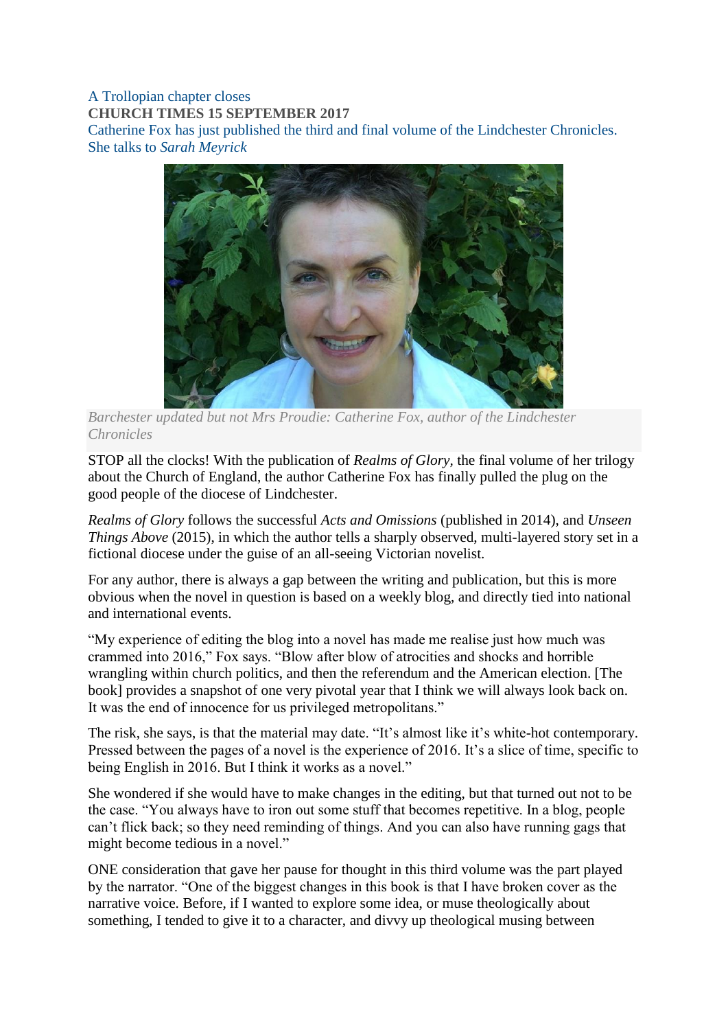# A Trollopian chapter closes

**CHURCH TIMES 15 SEPTEMBER 2017**

Catherine Fox has just published the third and final volume of the Lindchester Chronicles. She talks to *Sarah Meyrick*

*Barchester updated but not Mrs Proudie: Catherine Fox, author of the Lindchester Chronicles*

STOP all the clocks! With the publication of *Realms of Glory*, the final volume of her trilogy about the Church of England, the author Catherine Fox has finally pulled the plug on the good people of the diocese of Lindchester.

*Realms of Glory* follows the successful *Acts and Omissions* (published in 2014), and *Unseen Things Above* (2015), in which the author tells a sharply observed, multi-layered story set in a fictional diocese under the guise of an all-seeing Victorian novelist.

For any author, there is always a gap between the writing and publication, but this is more obvious when the novel in question is based on a weekly blog, and directly tied into national and international events.

"My experience of editing the blog into a novel has made me realise just how much was crammed into 2016," Fox says. "Blow after blow of atrocities and shocks and horrible wrangling within church politics, and then the referendum and the American election. [The book] provides a snapshot of one very pivotal year that I think we will always look back on. It was the end of innocence for us privileged metropolitans."

The risk, she says, is that the material may date. "It's almost like it's white-hot contemporary. Pressed between the pages of a novel is the experience of 2016. It's a slice of time, specific to being English in 2016. But I think it works as a novel."

She wondered if she would have to make changes in the editing, but that turned out not to be the case. "You always have to iron out some stuff that becomes repetitive. In a blog, people can't flick back; so they need reminding of things. And you can also have running gags that might become tedious in a novel."

ONE consideration that gave her pause for thought in this third volume was the part played by the narrator. "One of the biggest changes in this book is that I have broken cover as the narrative voice. Before, if I wanted to explore some idea, or muse theologically about something, I tended to give it to a character, and divvy up theological musing between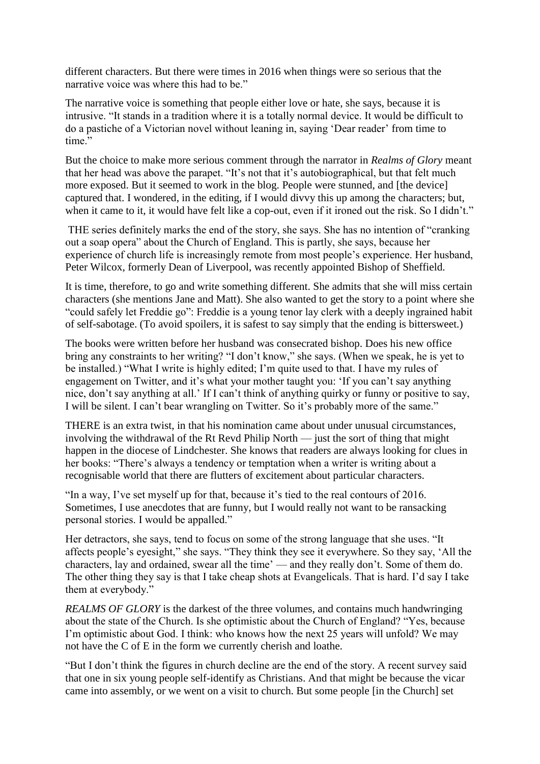different characters. But there were times in 2016 when things were so serious that the narrative voice was where this had to be."

The narrative voice is something that people either love or hate, she says, because it is intrusive. "It stands in a tradition where it is a totally normal device. It would be difficult to do a pastiche of a Victorian novel without leaning in, saying 'Dear reader' from time to time."

But the choice to make more serious comment through the narrator in *Realms of Glory* meant that her head was above the parapet. "It's not that it's autobiographical, but that felt much more exposed. But it seemed to work in the blog. People were stunned, and [the device] captured that. I wondered, in the editing, if I would divvy this up among the characters; but, when it came to it, it would have felt like a cop-out, even if it ironed out the risk. So I didn't."

THE series definitely marks the end of the story, she says. She has no intention of "cranking out a soap opera" about the Church of England. This is partly, she says, because her experience of church life is increasingly remote from most people's experience. Her husband, Peter Wilcox, formerly Dean of Liverpool, was recently appointed Bishop of Sheffield.

It is time, therefore, to go and write something different. She admits that she will miss certain characters (she mentions Jane and Matt). She also wanted to get the story to a point where she "could safely let Freddie go": Freddie is a young tenor lay clerk with a deeply ingrained habit of self-sabotage. (To avoid spoilers, it is safest to say simply that the ending is bittersweet.)

The books were written before her husband was consecrated bishop. Does his new office bring any constraints to her writing? "I don't know," she says. (When we speak, he is yet to be installed.) "What I write is highly edited; I'm quite used to that. I have my rules of engagement on Twitter, and it's what your mother taught you: 'If you can't say anything nice, don't say anything at all.' If I can't think of anything quirky or funny or positive to say, I will be silent. I can't bear wrangling on Twitter. So it's probably more of the same."

THERE is an extra twist, in that his nomination came about under unusual circumstances, involving the withdrawal of the Rt Revd Philip North — just the sort of thing that might happen in the diocese of Lindchester. She knows that readers are always looking for clues in her books: "There's always a tendency or temptation when a writer is writing about a recognisable world that there are flutters of excitement about particular characters.

"In a way, I've set myself up for that, because it's tied to the real contours of 2016. Sometimes, I use anecdotes that are funny, but I would really not want to be ransacking personal stories. I would be appalled."

Her detractors, she says, tend to focus on some of the strong language that she uses. "It affects people's eyesight," she says. "They think they see it everywhere. So they say, 'All the characters, lay and ordained, swear all the time' — and they really don't. Some of them do. The other thing they say is that I take cheap shots at Evangelicals. That is hard. I'd say I take them at everybody."

*REALMS OF GLORY* is the darkest of the three volumes, and contains much handwringing about the state of the Church. Is she optimistic about the Church of England? "Yes, because I'm optimistic about God. I think: who knows how the next 25 years will unfold? We may not have the C of E in the form we currently cherish and loathe.

"But I don't think the figures in church decline are the end of the story. A recent survey said that one in six young people self-identify as Christians. And that might be because the vicar came into assembly, or we went on a visit to church. But some people [in the Church] set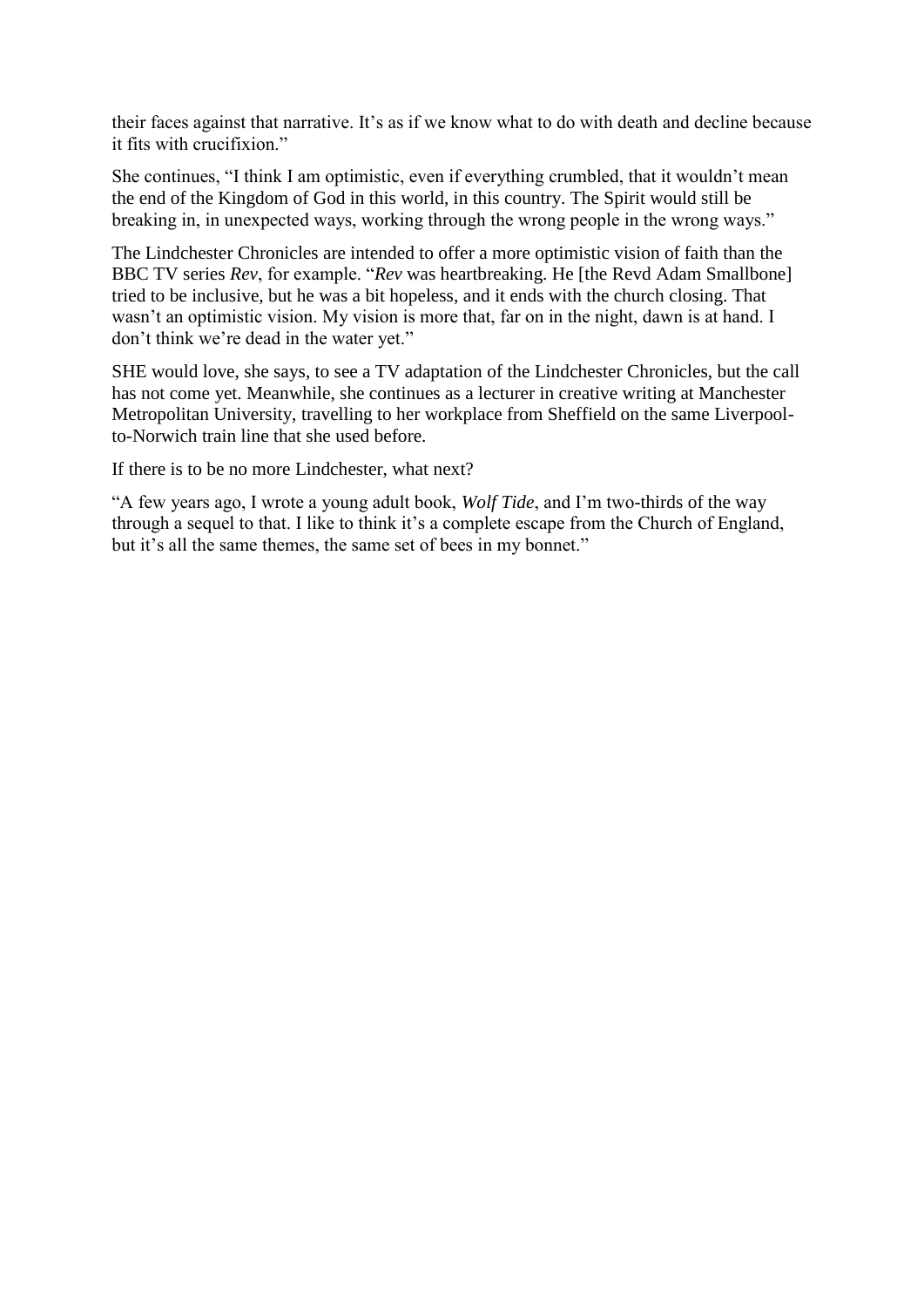their faces against that narrative. It’s as if we know what to do with death and decline because it fits with crucifixion.”

She continues, “I think I am optimistic, even if everything crumbled, that it wouldn’t mean the end of the Kingdom of God in this world, in this country. The Spirit would still be breaking in, in unexpected ways, working through the wrong people in the wrong ways.”

The Lindchester Chronicles are intended to offer a more optimistic vision of faith than the BBC TV series *Rev*, for example. “*Rev* was heartbreaking. He [the Revd Adam Smallbone] tried to be inclusive, but he was a bit hopeless, and it ends with the church closing. That wasn’t an optimistic vision. My vision is more that, far on in the night, dawn is at hand. I don’t think we’re dead in the water yet.”

SHE would love, she says, to see a TV adaptation of the Lindchester Chronicles, but the call has not come yet. Meanwhile, she continues as a lecturer in creative writing at Manchester Metropolitan University, travelling to her workplace from Sheffield on the same Liverpool-to-Norwich train line that she used before.

If there is to be no more Lindchester, what next?

“A few years ago, I wrote a young adult book, *Wolf Tide*, and I’m two-thirds of the way through a sequel to that. I like to think it’s a complete escape from the Church of England, but it’s all the same themes, the same set of bees in my bonnet.”